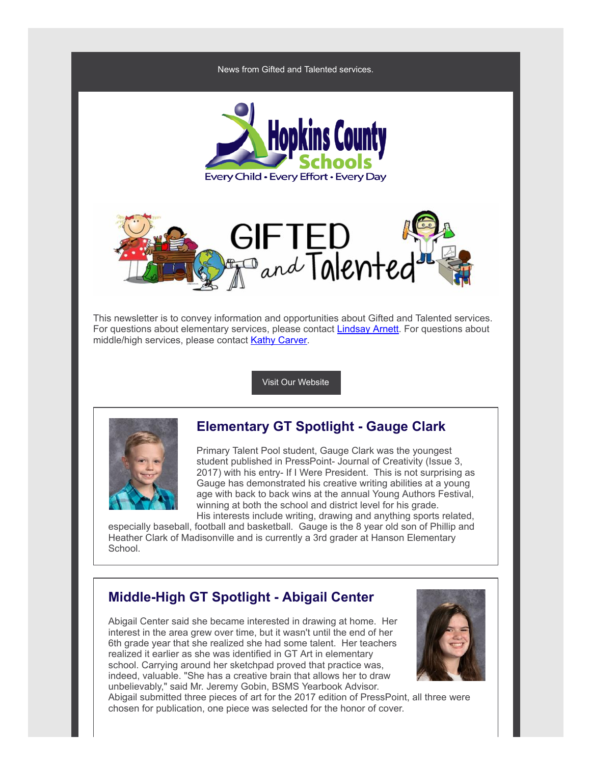News from Gifted and Talented services.

This newsletter is to convey information and opportunities about Gifted and Talented services. For questions about elementary services, please contact Lindsay Arnett. For questions about middle/high services, please contact Kathy Carver.

Visit Our Website

## Elementary GT Spotlight - Gauge Clark

Primary Talent Pool student, Gauge Clark was the youngest student published in PressPoint- Journal of Creativity (Issue 3, 2017) with his entry- If I Were President. This is not surprising as Gauge has demonstrated his creative writing abilities at a young age with back to back wins at the annual Young Authors Festival, winning at both the school and district level for his grade. His interests include writing, drawing and anything sports related, especially baseball, football and basketball. Gauge is the 8 year old son of Phillip and Heather Clark of Madisonville and is currently a 3rd grader at Hanson Elementary School.

## Middle-High GT Spotlight - Abigail Center

Abigail Center said she became interested in drawing at home. Her interest in the area grew over time, but it wasn't until the end of her 6th grade year that she realized she had some talent. Her teachers realized it earlier as she was identified in GT Art in elementary school. Carrying around her sketchpad proved that practice was, indeed, valuable. "She has a creative brain that allows her to draw unbelievably," said Mr. Jeremy Gobin, BSMS Yearbook Advisor. Abigail submitted three pieces of art for the 2017 edition of PressPoint, all three were chosen for publication, one piece was selected for the honor of cover.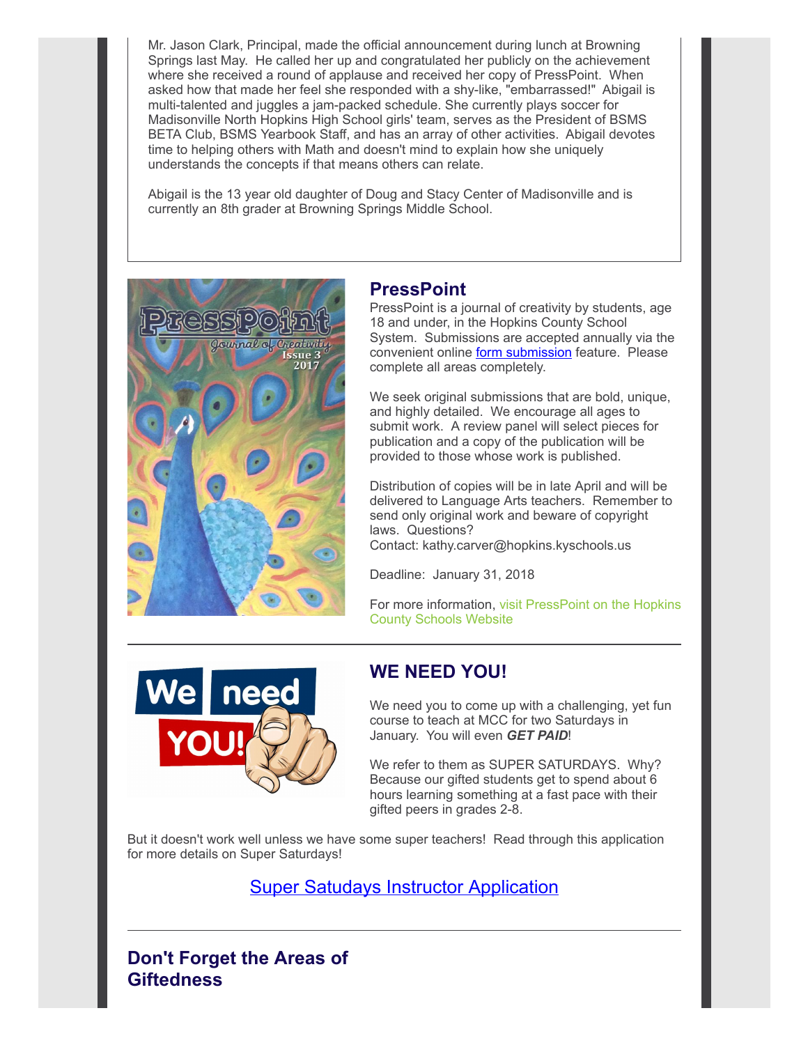Mr. Jason Clark, Principal, made the official announcement during lunch at Browning Springs last May. He called her up and congratulated her publicly on the achievement where she received a round of applause and received her copy of PressPoint. When asked how that made her feel she responded with a shy-like, "embarrassed!" Abigail is multi-talented and juggles a jam-packed schedule. She currently plays soccer for Madisonville North Hopkins High School girls' team, serves as the President of BSMS BETA Club, BSMS Yearbook Staff, and has an array of other activities. Abigail devotes time to helping others with Math and doesn't mind to explain how she uniquely understands the concepts if that means others can relate.

Abigail is the 13 year old daughter of Doug and Stacy Center of Madisonville and is currently an 8th grader at Browning Springs Middle School.

## PressPoint

PressPoint is a journal of creativity by students, age 18 and under, in the Hopkins County School System. Submissions are accepted annually via the convenient online form submission feature. Please complete all areas completely.

We seek original submissions that are bold, unique, and highly detailed. We encourage all ages to submit work. A review panel will select pieces for publication and a copy of the publication will be provided to those whose work is published.

Distribution of copies will be in late April and will be delivered to Language Arts teachers. Remember to send only original work and beware of copyright laws. Questions?
Contact: kathy.carver@hopkins.kyschools.us

Deadline: January 31, 2018

For more information, visit PressPoint on the Hopkins County Schools Website

## WE NEED YOU!

We need you to come up with a challenging, yet fun course to teach at MCC for two Saturdays in January. You will even ***GET PAID***!

We refer to them as SUPER SATURDAYS. Why? Because our gifted students get to spend about 6 hours learning something at a fast pace with their gifted peers in grades 2-8.

But it doesn't work well unless we have some super teachers! Read through this application for more details on Super Saturdays!

Super Satudays Instructor Application

## Don't Forget the Areas of Giftedness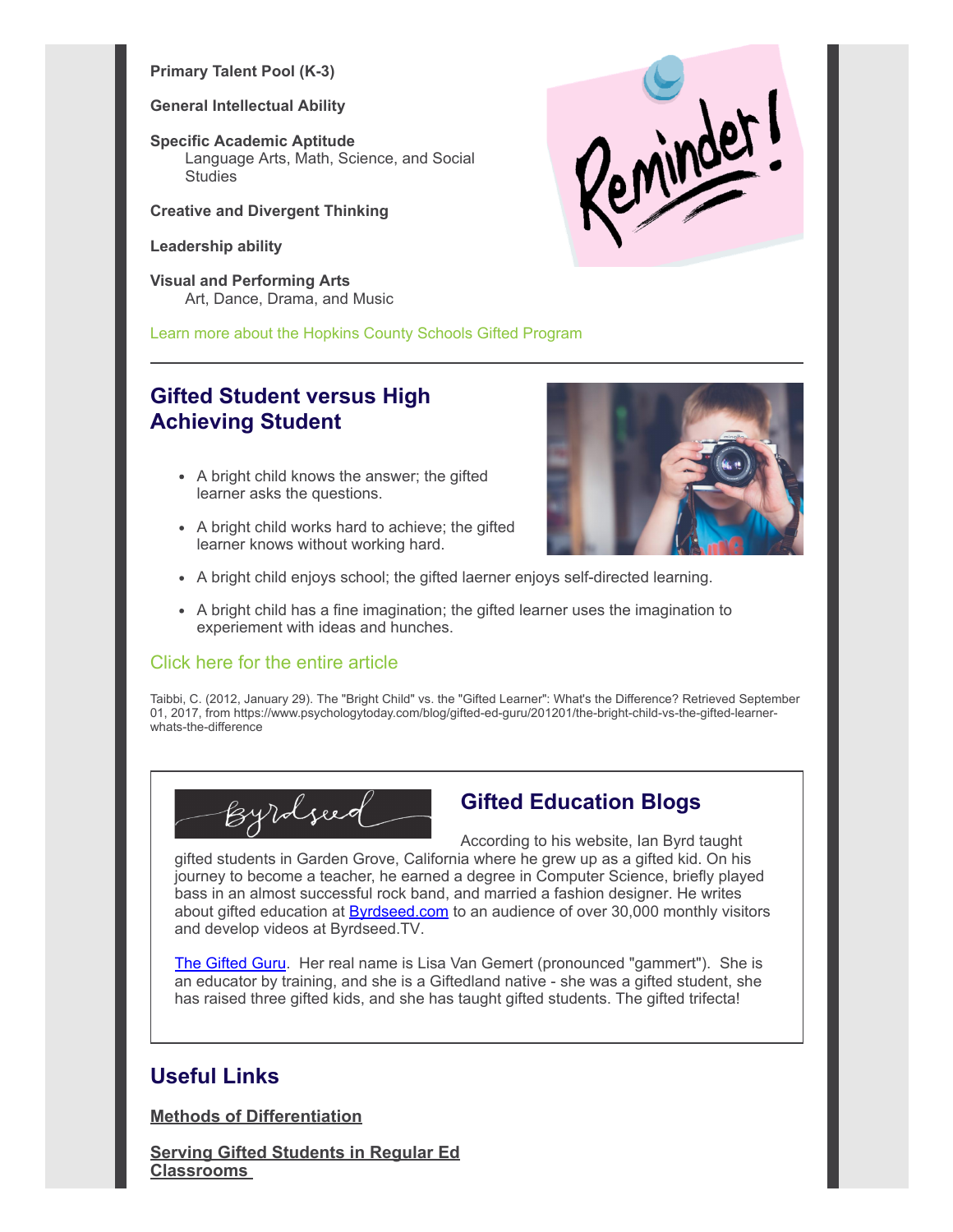**Primary Talent Pool (K-3)**

**General Intellectual Ability**

**Specific Academic Aptitude**
Language Arts, Math, Science, and Social Studies

**Creative and Divergent Thinking**

**Leadership ability**

**Visual and Performing Arts**
Art, Dance, Drama, and Music

Learn more about the Hopkins County Schools Gifted Program

---

## Gifted Student versus High Achieving Student

- A bright child knows the answer; the gifted learner asks the questions.
- A bright child works hard to achieve; the gifted learner knows without working hard.
- A bright child enjoys school; the gifted laerner enjoys self-directed learning.
- A bright child has a fine imagination; the gifted learner uses the imagination to experiement with ideas and hunches.

Click here for the entire article

Taibbi, C. (2012, January 29). The "Bright Child" vs. the "Gifted Learner": What's the Difference? Retrieved September 01, 2017, from https://www.psychologytoday.com/blog/gifted-ed-guru/201201/the-bright-child-vs-the-gifted-learner-whats-the-difference

## Gifted Education Blogs

According to his website, Ian Byrd taught gifted students in Garden Grove, California where he grew up as a gifted kid. On his journey to become a teacher, he earned a degree in Computer Science, briefly played bass in an almost successful rock band, and married a fashion designer. He writes about gifted education at Byrdseed.com to an audience of over 30,000 monthly visitors and develop videos at Byrdseed.TV.

The Gifted Guru. Her real name is Lisa Van Gemert (pronounced "gammert"). She is an educator by training, and she is a Giftedland native - she was a gifted student, she has raised three gifted kids, and she has taught gifted students. The gifted trifecta!

## Useful Links

**Methods of Differentiation**

**Serving Gifted Students in Regular Ed Classrooms**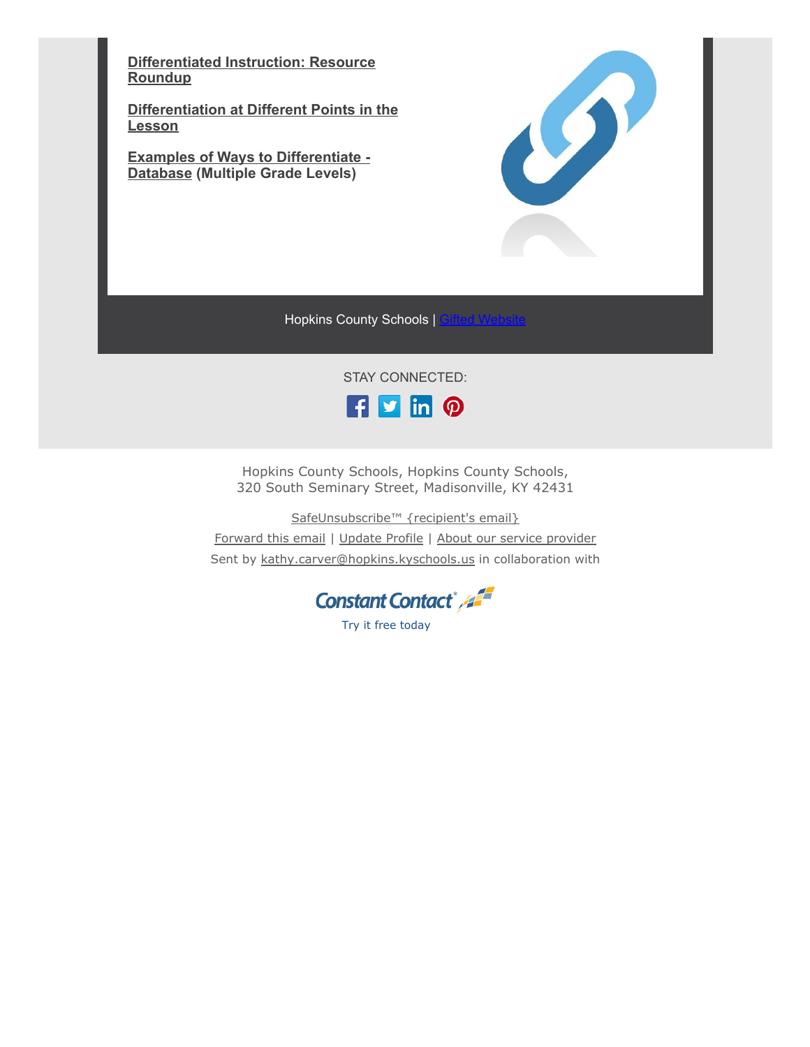**Differentiated Instruction: Resource Roundup**

**Differentiation at Different Points in the Lesson**

**Examples of Ways to Differentiate - Database (Multiple Grade Levels)**

Hopkins County Schools | Gifted Website

STAY CONNECTED:

Hopkins County Schools, Hopkins County Schools,
320 South Seminary Street, Madisonville, KY 42431

SafeUnsubscribe™ {recipient's email}

Forward this email | Update Profile | About our service provider

Sent by kathy.carver@hopkins.kyschools.us in collaboration with

Constant Contact

Try it free today